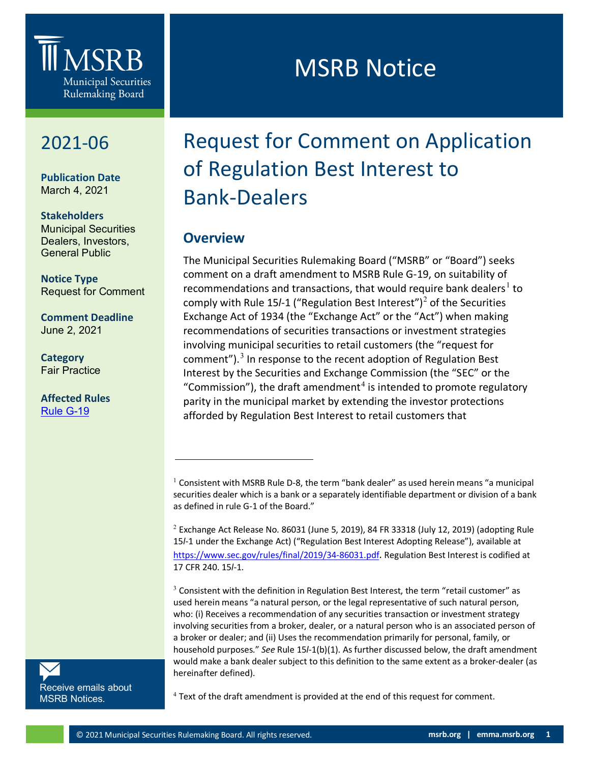# MSRB Notice

**2021-06**

**Publication Date**
March 4, 2021

**Stakeholders**
Municipal Securities Dealers, Investors, General Public

**Notice Type**
Request for Comment

**Comment Deadline**
June 2, 2021

**Category**
Fair Practice

**Affected Rules**
Rule G-19

# Request for Comment on Application of Regulation Best Interest to Bank-Dealers

## Overview

The Municipal Securities Rulemaking Board ("MSRB" or "Board") seeks comment on a draft amendment to MSRB Rule G-19, on suitability of recommendations and transactions, that would require bank dealers[1] to comply with Rule 15*l*-1 ("Regulation Best Interest")[2] of the Securities Exchange Act of 1934 (the "Exchange Act" or the "Act") when making recommendations of securities transactions or investment strategies involving municipal securities to retail customers (the "request for comment").[3] In response to the recent adoption of Regulation Best Interest by the Securities and Exchange Commission (the "SEC" or the "Commission"), the draft amendment[4] is intended to promote regulatory parity in the municipal market by extending the investor protections afforded by Regulation Best Interest to retail customers that

---

[1] Consistent with MSRB Rule D-8, the term "bank dealer" as used herein means "a municipal securities dealer which is a bank or a separately identifiable department or division of a bank as defined in rule G-1 of the Board."

[2] Exchange Act Release No. 86031 (June 5, 2019), 84 FR 33318 (July 12, 2019) (adopting Rule 15*l*-1 under the Exchange Act) ("Regulation Best Interest Adopting Release"), available at https://www.sec.gov/rules/final/2019/34-86031.pdf. Regulation Best Interest is codified at 17 CFR 240. 15*l*-1.

[3] Consistent with the definition in Regulation Best Interest, the term "retail customer" as used herein means "a natural person, or the legal representative of such natural person, who: (i) Receives a recommendation of any securities transaction or investment strategy involving securities from a broker, dealer, or a natural person who is an associated person of a broker or dealer; and (ii) Uses the recommendation primarily for personal, family, or household purposes." *See* Rule 15*l*-1(b)(1). As further discussed below, the draft amendment would make a bank dealer subject to this definition to the same extent as a broker-dealer (as hereinafter defined).

[4] Text of the draft amendment is provided at the end of this request for comment.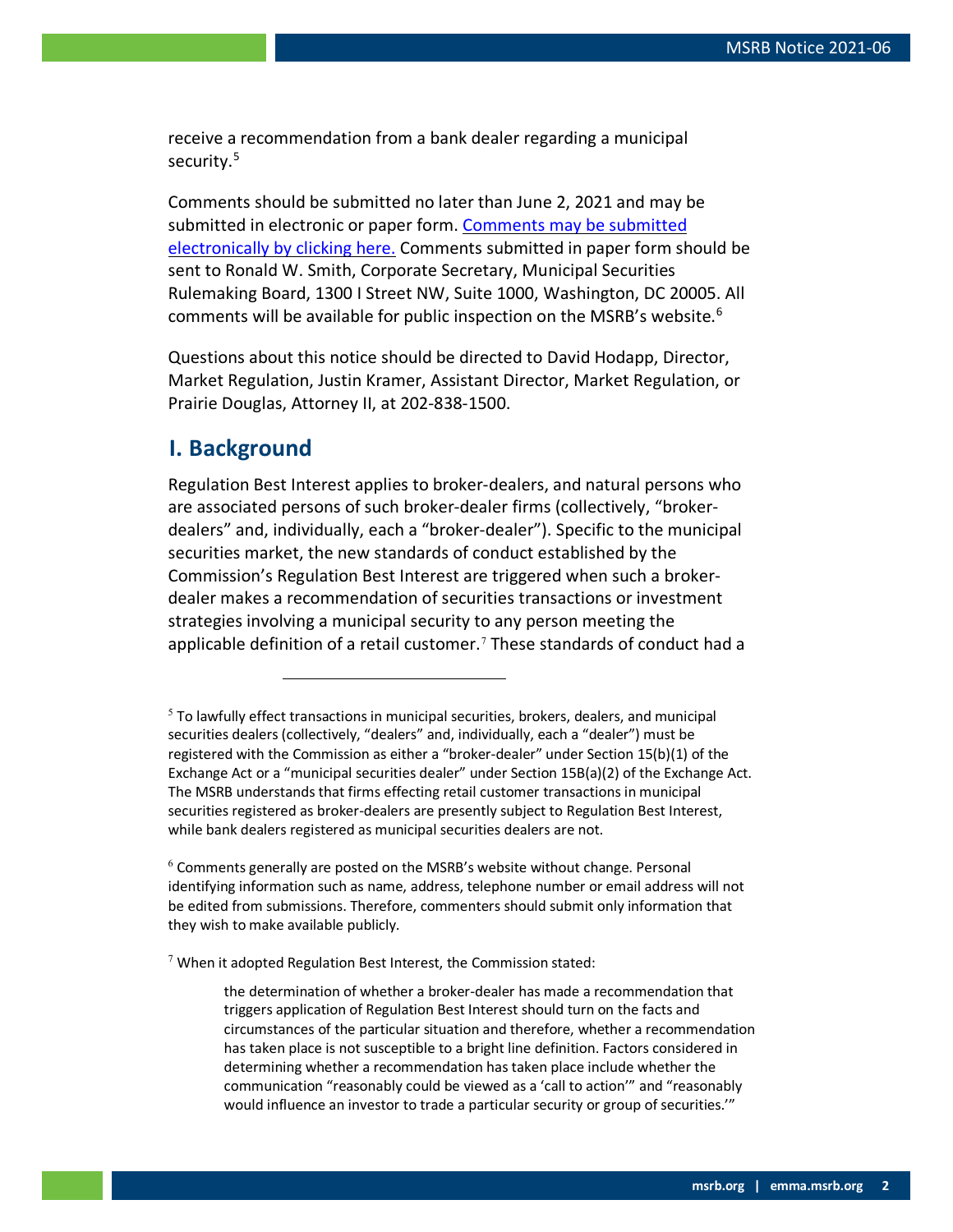receive a recommendation from a bank dealer regarding a municipal security.[5]

Comments should be submitted no later than June 2, 2021 and may be submitted in electronic or paper form. Comments may be submitted electronically by clicking here. Comments submitted in paper form should be sent to Ronald W. Smith, Corporate Secretary, Municipal Securities Rulemaking Board, 1300 I Street NW, Suite 1000, Washington, DC 20005. All comments will be available for public inspection on the MSRB's website.[6]

Questions about this notice should be directed to David Hodapp, Director, Market Regulation, Justin Kramer, Assistant Director, Market Regulation, or Prairie Douglas, Attorney II, at 202-838-1500.

## I. Background

Regulation Best Interest applies to broker-dealers, and natural persons who are associated persons of such broker-dealer firms (collectively, "broker-dealers" and, individually, each a "broker-dealer"). Specific to the municipal securities market, the new standards of conduct established by the Commission's Regulation Best Interest are triggered when such a broker-dealer makes a recommendation of securities transactions or investment strategies involving a municipal security to any person meeting the applicable definition of a retail customer.[7] These standards of conduct had a

---

[5] To lawfully effect transactions in municipal securities, brokers, dealers, and municipal securities dealers (collectively, "dealers" and, individually, each a "dealer") must be registered with the Commission as either a "broker-dealer" under Section 15(b)(1) of the Exchange Act or a "municipal securities dealer" under Section 15B(a)(2) of the Exchange Act. The MSRB understands that firms effecting retail customer transactions in municipal securities registered as broker-dealers are presently subject to Regulation Best Interest, while bank dealers registered as municipal securities dealers are not.

[6] Comments generally are posted on the MSRB's website without change. Personal identifying information such as name, address, telephone number or email address will not be edited from submissions. Therefore, commenters should submit only information that they wish to make available publicly.

[7] When it adopted Regulation Best Interest, the Commission stated:

> the determination of whether a broker-dealer has made a recommendation that triggers application of Regulation Best Interest should turn on the facts and circumstances of the particular situation and therefore, whether a recommendation has taken place is not susceptible to a bright line definition. Factors considered in determining whether a recommendation has taken place include whether the communication "reasonably could be viewed as a 'call to action'" and "reasonably would influence an investor to trade a particular security or group of securities.'"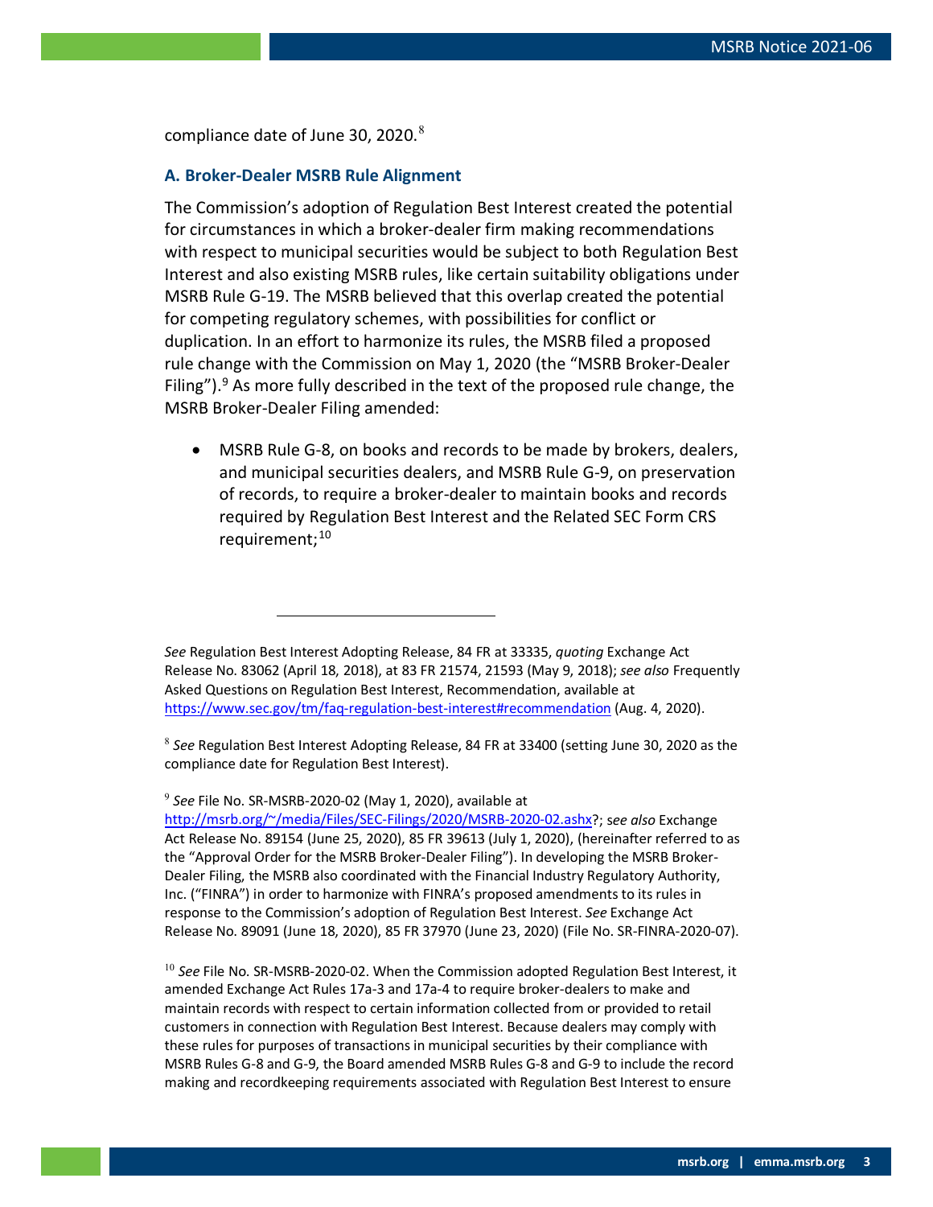compliance date of June 30, 2020.[8]

### A. Broker-Dealer MSRB Rule Alignment

The Commission's adoption of Regulation Best Interest created the potential for circumstances in which a broker-dealer firm making recommendations with respect to municipal securities would be subject to both Regulation Best Interest and also existing MSRB rules, like certain suitability obligations under MSRB Rule G-19. The MSRB believed that this overlap created the potential for competing regulatory schemes, with possibilities for conflict or duplication. In an effort to harmonize its rules, the MSRB filed a proposed rule change with the Commission on May 1, 2020 (the "MSRB Broker-Dealer Filing").[9] As more fully described in the text of the proposed rule change, the MSRB Broker-Dealer Filing amended:

- MSRB Rule G-8, on books and records to be made by brokers, dealers, and municipal securities dealers, and MSRB Rule G-9, on preservation of records, to require a broker-dealer to maintain books and records required by Regulation Best Interest and the Related SEC Form CRS requirement;[10]

---

*See* Regulation Best Interest Adopting Release, 84 FR at 33335, *quoting* Exchange Act Release No. 83062 (April 18, 2018), at 83 FR 21574, 21593 (May 9, 2018); *see also* Frequently Asked Questions on Regulation Best Interest, Recommendation, available at https://www.sec.gov/tm/faq-regulation-best-interest#recommendation (Aug. 4, 2020).

[8] *See* Regulation Best Interest Adopting Release, 84 FR at 33400 (setting June 30, 2020 as the compliance date for Regulation Best Interest).

[9] *See* File No. SR-MSRB-2020-02 (May 1, 2020), available at http://msrb.org/~/media/Files/SEC-Filings/2020/MSRB-2020-02.ashx?; *see also* Exchange Act Release No. 89154 (June 25, 2020), 85 FR 39613 (July 1, 2020), (hereinafter referred to as the "Approval Order for the MSRB Broker-Dealer Filing"). In developing the MSRB Broker-Dealer Filing, the MSRB also coordinated with the Financial Industry Regulatory Authority, Inc. ("FINRA") in order to harmonize with FINRA's proposed amendments to its rules in response to the Commission's adoption of Regulation Best Interest. *See* Exchange Act Release No. 89091 (June 18, 2020), 85 FR 37970 (June 23, 2020) (File No. SR-FINRA-2020-07).

[10] *See* File No. SR-MSRB-2020-02. When the Commission adopted Regulation Best Interest, it amended Exchange Act Rules 17a-3 and 17a-4 to require broker-dealers to make and maintain records with respect to certain information collected from or provided to retail customers in connection with Regulation Best Interest. Because dealers may comply with these rules for purposes of transactions in municipal securities by their compliance with MSRB Rules G-8 and G-9, the Board amended MSRB Rules G-8 and G-9 to include the record making and recordkeeping requirements associated with Regulation Best Interest to ensure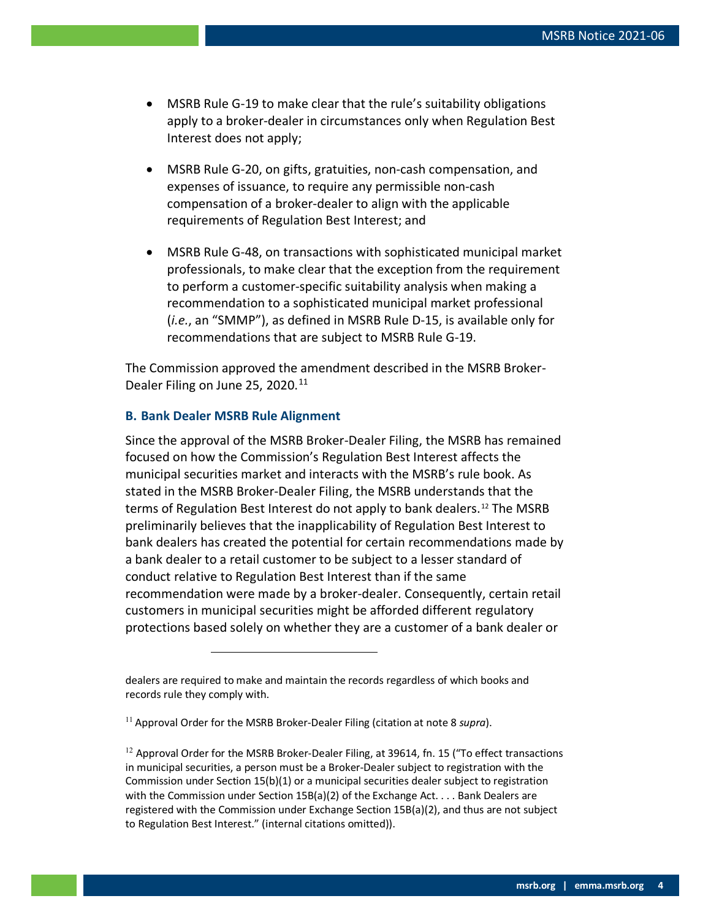- MSRB Rule G-19 to make clear that the rule's suitability obligations apply to a broker-dealer in circumstances only when Regulation Best Interest does not apply;

- MSRB Rule G-20, on gifts, gratuities, non-cash compensation, and expenses of issuance, to require any permissible non-cash compensation of a broker-dealer to align with the applicable requirements of Regulation Best Interest; and

- MSRB Rule G-48, on transactions with sophisticated municipal market professionals, to make clear that the exception from the requirement to perform a customer-specific suitability analysis when making a recommendation to a sophisticated municipal market professional (*i.e.*, an "SMMP"), as defined in MSRB Rule D-15, is available only for recommendations that are subject to MSRB Rule G-19.

The Commission approved the amendment described in the MSRB Broker-Dealer Filing on June 25, 2020.[11]

### B. Bank Dealer MSRB Rule Alignment

Since the approval of the MSRB Broker-Dealer Filing, the MSRB has remained focused on how the Commission's Regulation Best Interest affects the municipal securities market and interacts with the MSRB's rule book. As stated in the MSRB Broker-Dealer Filing, the MSRB understands that the terms of Regulation Best Interest do not apply to bank dealers.[12] The MSRB preliminarily believes that the inapplicability of Regulation Best Interest to bank dealers has created the potential for certain recommendations made by a bank dealer to a retail customer to be subject to a lesser standard of conduct relative to Regulation Best Interest than if the same recommendation were made by a broker-dealer. Consequently, certain retail customers in municipal securities might be afforded different regulatory protections based solely on whether they are a customer of a bank dealer or

---

dealers are required to make and maintain the records regardless of which books and records rule they comply with.

[11] Approval Order for the MSRB Broker-Dealer Filing (citation at note 8 *supra*).

[12] Approval Order for the MSRB Broker-Dealer Filing, at 39614, fn. 15 ("To effect transactions in municipal securities, a person must be a Broker-Dealer subject to registration with the Commission under Section 15(b)(1) or a municipal securities dealer subject to registration with the Commission under Section 15B(a)(2) of the Exchange Act. . . . Bank Dealers are registered with the Commission under Exchange Section 15B(a)(2), and thus are not subject to Regulation Best Interest." (internal citations omitted)).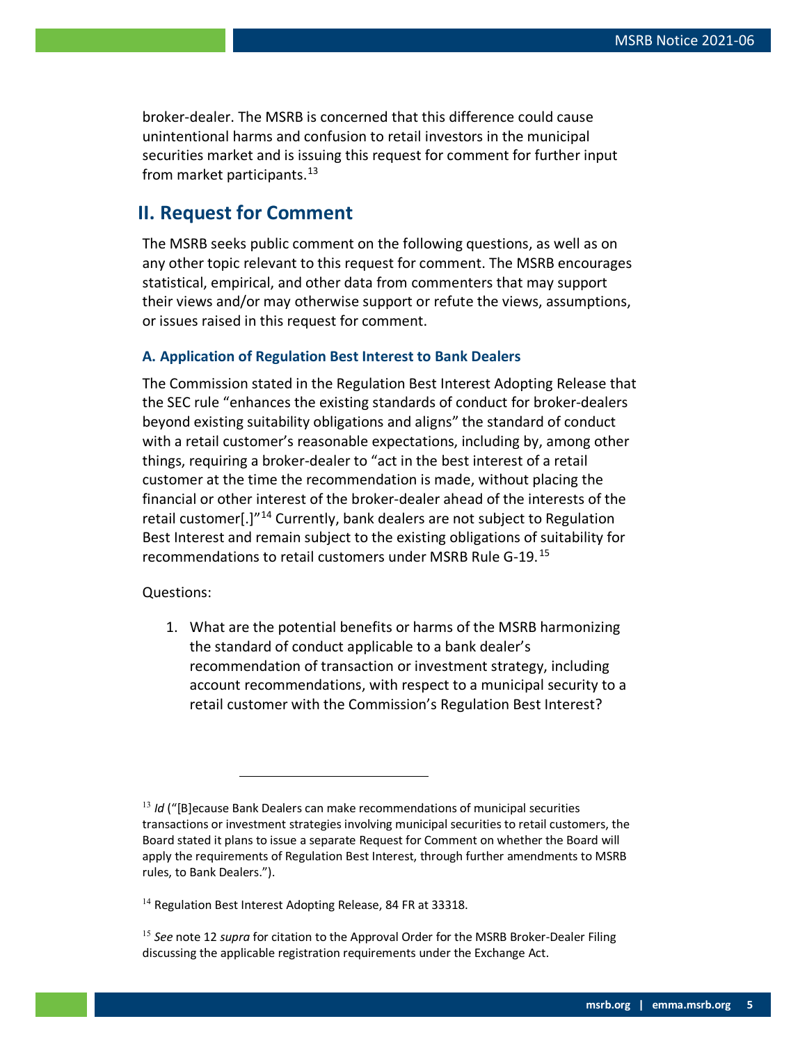broker-dealer. The MSRB is concerned that this difference could cause unintentional harms and confusion to retail investors in the municipal securities market and is issuing this request for comment for further input from market participants.[13]

## II. Request for Comment

The MSRB seeks public comment on the following questions, as well as on any other topic relevant to this request for comment. The MSRB encourages statistical, empirical, and other data from commenters that may support their views and/or may otherwise support or refute the views, assumptions, or issues raised in this request for comment.

### A. Application of Regulation Best Interest to Bank Dealers

The Commission stated in the Regulation Best Interest Adopting Release that the SEC rule "enhances the existing standards of conduct for broker-dealers beyond existing suitability obligations and aligns" the standard of conduct with a retail customer's reasonable expectations, including by, among other things, requiring a broker-dealer to "act in the best interest of a retail customer at the time the recommendation is made, without placing the financial or other interest of the broker-dealer ahead of the interests of the retail customer[.]"[14] Currently, bank dealers are not subject to Regulation Best Interest and remain subject to the existing obligations of suitability for recommendations to retail customers under MSRB Rule G-19.[15]

Questions:

1. What are the potential benefits or harms of the MSRB harmonizing the standard of conduct applicable to a bank dealer's recommendation of transaction or investment strategy, including account recommendations, with respect to a municipal security to a retail customer with the Commission's Regulation Best Interest?

---

[13] *Id* ("[B]ecause Bank Dealers can make recommendations of municipal securities transactions or investment strategies involving municipal securities to retail customers, the Board stated it plans to issue a separate Request for Comment on whether the Board will apply the requirements of Regulation Best Interest, through further amendments to MSRB rules, to Bank Dealers.").

[14] Regulation Best Interest Adopting Release, 84 FR at 33318.

[15] *See* note 12 *supra* for citation to the Approval Order for the MSRB Broker-Dealer Filing discussing the applicable registration requirements under the Exchange Act.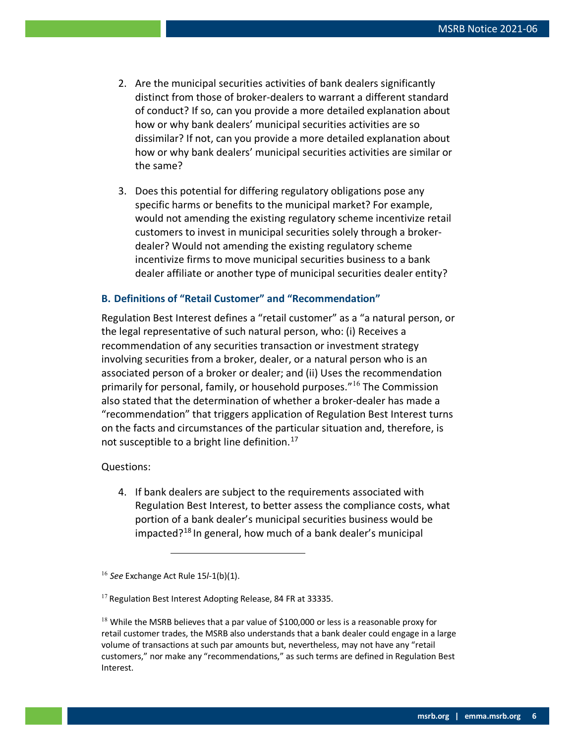2. Are the municipal securities activities of bank dealers significantly distinct from those of broker-dealers to warrant a different standard of conduct? If so, can you provide a more detailed explanation about how or why bank dealers' municipal securities activities are so dissimilar? If not, can you provide a more detailed explanation about how or why bank dealers' municipal securities activities are similar or the same?

3. Does this potential for differing regulatory obligations pose any specific harms or benefits to the municipal market? For example, would not amending the existing regulatory scheme incentivize retail customers to invest in municipal securities solely through a broker-dealer? Would not amending the existing regulatory scheme incentivize firms to move municipal securities business to a bank dealer affiliate or another type of municipal securities dealer entity?

### B. Definitions of "Retail Customer" and "Recommendation"

Regulation Best Interest defines a "retail customer" as a "a natural person, or the legal representative of such natural person, who: (i) Receives a recommendation of any securities transaction or investment strategy involving securities from a broker, dealer, or a natural person who is an associated person of a broker or dealer; and (ii) Uses the recommendation primarily for personal, family, or household purposes."[16] The Commission also stated that the determination of whether a broker-dealer has made a "recommendation" that triggers application of Regulation Best Interest turns on the facts and circumstances of the particular situation and, therefore, is not susceptible to a bright line definition.[17]

Questions:

4. If bank dealers are subject to the requirements associated with Regulation Best Interest, to better assess the compliance costs, what portion of a bank dealer's municipal securities business would be impacted?[18] In general, how much of a bank dealer's municipal

---

[16] *See* Exchange Act Rule 15*l*-1(b)(1).

[17] Regulation Best Interest Adopting Release, 84 FR at 33335.

[18] While the MSRB believes that a par value of $100,000 or less is a reasonable proxy for retail customer trades, the MSRB also understands that a bank dealer could engage in a large volume of transactions at such par amounts but, nevertheless, may not have any "retail customers," nor make any "recommendations," as such terms are defined in Regulation Best Interest.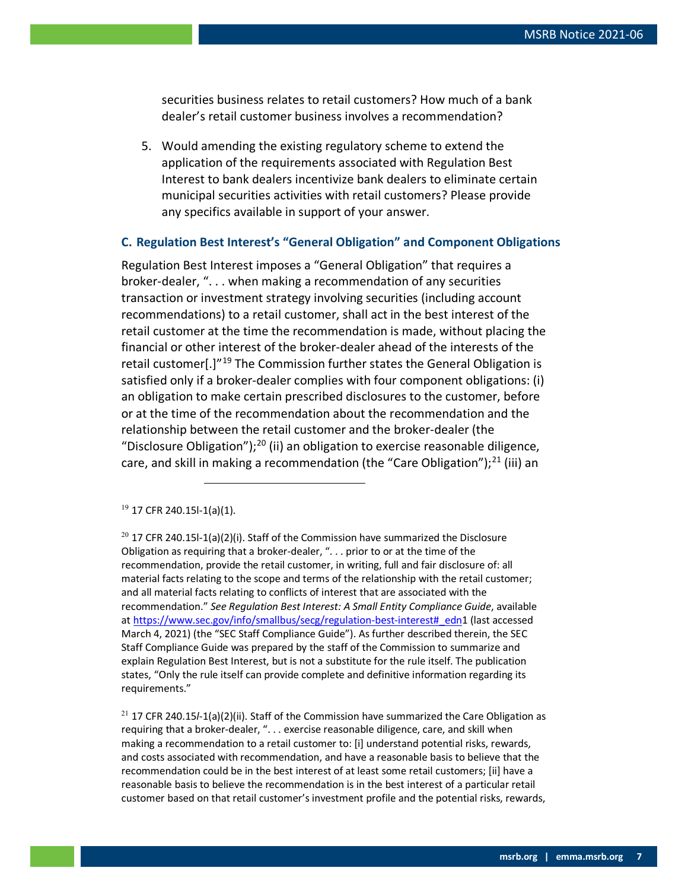securities business relates to retail customers? How much of a bank dealer's retail customer business involves a recommendation?

5. Would amending the existing regulatory scheme to extend the application of the requirements associated with Regulation Best Interest to bank dealers incentivize bank dealers to eliminate certain municipal securities activities with retail customers? Please provide any specifics available in support of your answer.

### C. Regulation Best Interest's "General Obligation" and Component Obligations

Regulation Best Interest imposes a "General Obligation" that requires a broker-dealer, ". . . when making a recommendation of any securities transaction or investment strategy involving securities (including account recommendations) to a retail customer, shall act in the best interest of the retail customer at the time the recommendation is made, without placing the financial or other interest of the broker-dealer ahead of the interests of the retail customer[.]"[19] The Commission further states the General Obligation is satisfied only if a broker-dealer complies with four component obligations: (i) an obligation to make certain prescribed disclosures to the customer, before or at the time of the recommendation about the recommendation and the relationship between the retail customer and the broker-dealer (the "Disclosure Obligation");[20] (ii) an obligation to exercise reasonable diligence, care, and skill in making a recommendation (the "Care Obligation");[21] (iii) an

---

[19] 17 CFR 240.15l-1(a)(1).

[20] 17 CFR 240.15l-1(a)(2)(i). Staff of the Commission have summarized the Disclosure Obligation as requiring that a broker-dealer, ". . . prior to or at the time of the recommendation, provide the retail customer, in writing, full and fair disclosure of: all material facts relating to the scope and terms of the relationship with the retail customer; and all material facts relating to conflicts of interest that are associated with the recommendation." *See Regulation Best Interest: A Small Entity Compliance Guide*, available at https://www.sec.gov/info/smallbus/secg/regulation-best-interest#_edn1 (last accessed March 4, 2021) (the "SEC Staff Compliance Guide"). As further described therein, the SEC Staff Compliance Guide was prepared by the staff of the Commission to summarize and explain Regulation Best Interest, but is not a substitute for the rule itself. The publication states, "Only the rule itself can provide complete and definitive information regarding its requirements."

[21] 17 CFR 240.15*l*-1(a)(2)(ii). Staff of the Commission have summarized the Care Obligation as requiring that a broker-dealer, ". . . exercise reasonable diligence, care, and skill when making a recommendation to a retail customer to: [i] understand potential risks, rewards, and costs associated with recommendation, and have a reasonable basis to believe that the recommendation could be in the best interest of at least some retail customers; [ii] have a reasonable basis to believe the recommendation is in the best interest of a particular retail customer based on that retail customer's investment profile and the potential risks, rewards,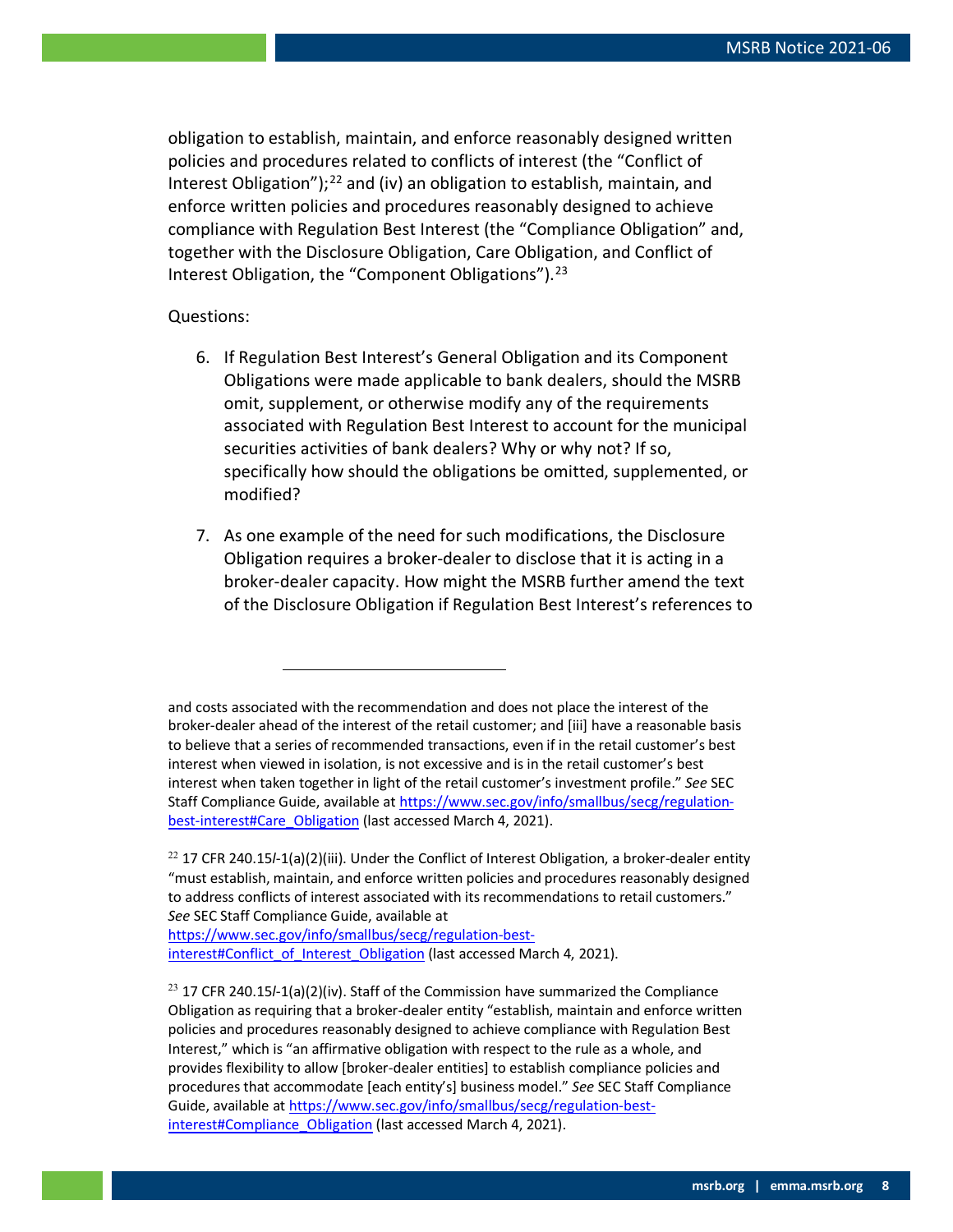obligation to establish, maintain, and enforce reasonably designed written policies and procedures related to conflicts of interest (the "Conflict of Interest Obligation");[22] and (iv) an obligation to establish, maintain, and enforce written policies and procedures reasonably designed to achieve compliance with Regulation Best Interest (the "Compliance Obligation" and, together with the Disclosure Obligation, Care Obligation, and Conflict of Interest Obligation, the "Component Obligations").[23]

Questions:

6. If Regulation Best Interest's General Obligation and its Component Obligations were made applicable to bank dealers, should the MSRB omit, supplement, or otherwise modify any of the requirements associated with Regulation Best Interest to account for the municipal securities activities of bank dealers? Why or why not? If so, specifically how should the obligations be omitted, supplemented, or modified?

7. As one example of the need for such modifications, the Disclosure Obligation requires a broker-dealer to disclose that it is acting in a broker-dealer capacity. How might the MSRB further amend the text of the Disclosure Obligation if Regulation Best Interest's references to

---

and costs associated with the recommendation and does not place the interest of the broker-dealer ahead of the interest of the retail customer; and [iii] have a reasonable basis to believe that a series of recommended transactions, even if in the retail customer's best interest when viewed in isolation, is not excessive and is in the retail customer's best interest when taken together in light of the retail customer's investment profile." *See* SEC Staff Compliance Guide, available at [https://www.sec.gov/info/smallbus/secg/regulation-best-interest#Care_Obligation](https://www.sec.gov/info/smallbus/secg/regulation-best-interest#Care_Obligation) (last accessed March 4, 2021).

[22] 17 CFR 240.15*l*-1(a)(2)(iii). Under the Conflict of Interest Obligation, a broker-dealer entity "must establish, maintain, and enforce written policies and procedures reasonably designed to address conflicts of interest associated with its recommendations to retail customers." *See* SEC Staff Compliance Guide, available at [https://www.sec.gov/info/smallbus/secg/regulation-best-interest#Conflict_of_Interest_Obligation](https://www.sec.gov/info/smallbus/secg/regulation-best-interest#Conflict_of_Interest_Obligation) (last accessed March 4, 2021).

[23] 17 CFR 240.15*l*-1(a)(2)(iv). Staff of the Commission have summarized the Compliance Obligation as requiring that a broker-dealer entity "establish, maintain and enforce written policies and procedures reasonably designed to achieve compliance with Regulation Best Interest," which is "an affirmative obligation with respect to the rule as a whole, and provides flexibility to allow [broker-dealer entities] to establish compliance policies and procedures that accommodate [each entity's] business model." *See* SEC Staff Compliance Guide, available at [https://www.sec.gov/info/smallbus/secg/regulation-best-interest#Compliance_Obligation](https://www.sec.gov/info/smallbus/secg/regulation-best-interest#Compliance_Obligation) (last accessed March 4, 2021).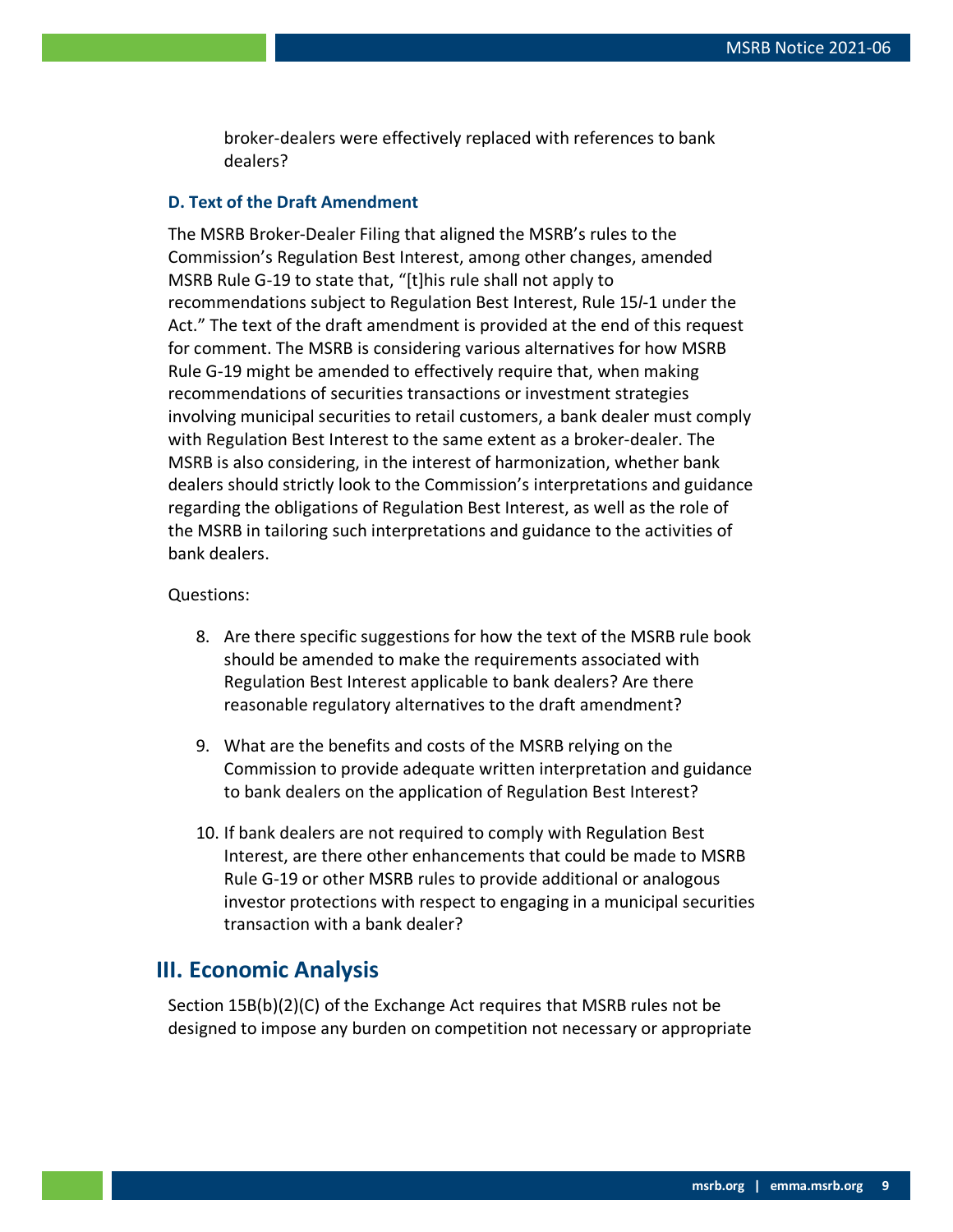broker-dealers were effectively replaced with references to bank dealers?

### D. Text of the Draft Amendment

The MSRB Broker-Dealer Filing that aligned the MSRB's rules to the Commission's Regulation Best Interest, among other changes, amended MSRB Rule G-19 to state that, "[t]his rule shall not apply to recommendations subject to Regulation Best Interest, Rule 15*l*-1 under the Act." The text of the draft amendment is provided at the end of this request for comment. The MSRB is considering various alternatives for how MSRB Rule G-19 might be amended to effectively require that, when making recommendations of securities transactions or investment strategies involving municipal securities to retail customers, a bank dealer must comply with Regulation Best Interest to the same extent as a broker-dealer. The MSRB is also considering, in the interest of harmonization, whether bank dealers should strictly look to the Commission's interpretations and guidance regarding the obligations of Regulation Best Interest, as well as the role of the MSRB in tailoring such interpretations and guidance to the activities of bank dealers.

Questions:

8. Are there specific suggestions for how the text of the MSRB rule book should be amended to make the requirements associated with Regulation Best Interest applicable to bank dealers? Are there reasonable regulatory alternatives to the draft amendment?

9. What are the benefits and costs of the MSRB relying on the Commission to provide adequate written interpretation and guidance to bank dealers on the application of Regulation Best Interest?

10. If bank dealers are not required to comply with Regulation Best Interest, are there other enhancements that could be made to MSRB Rule G-19 or other MSRB rules to provide additional or analogous investor protections with respect to engaging in a municipal securities transaction with a bank dealer?

## III. Economic Analysis

Section 15B(b)(2)(C) of the Exchange Act requires that MSRB rules not be designed to impose any burden on competition not necessary or appropriate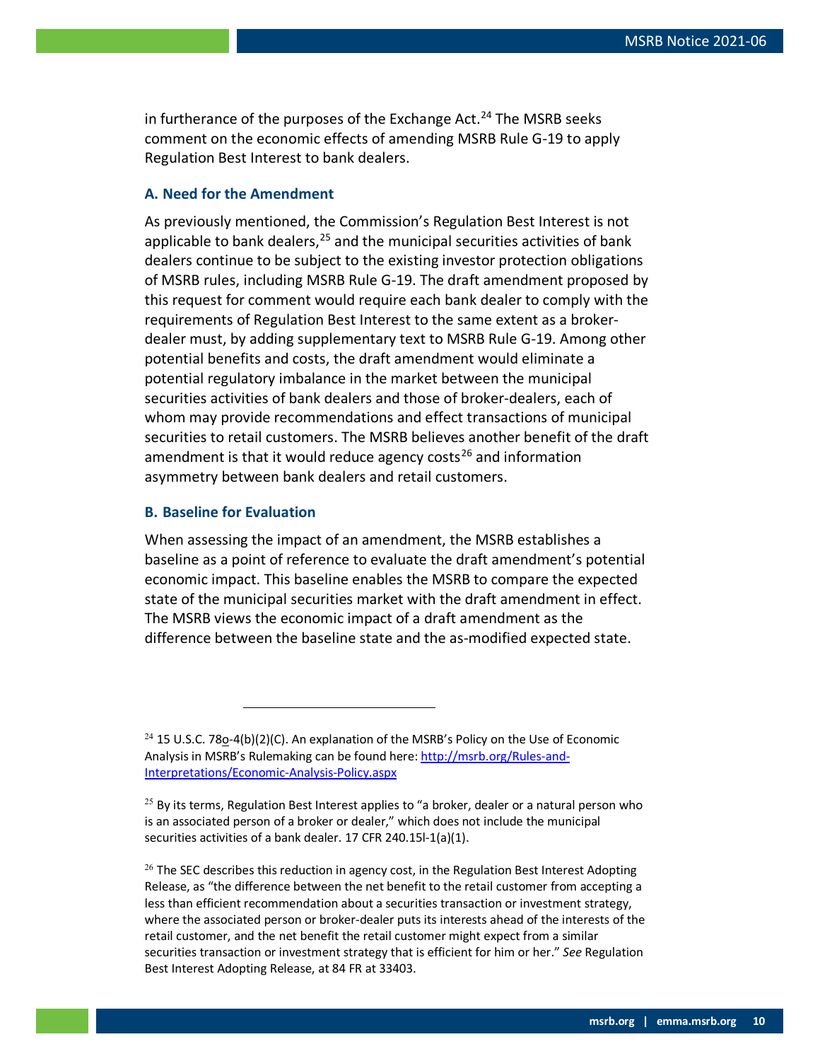in furtherance of the purposes of the Exchange Act.[24] The MSRB seeks comment on the economic effects of amending MSRB Rule G-19 to apply Regulation Best Interest to bank dealers.

### A. Need for the Amendment

As previously mentioned, the Commission's Regulation Best Interest is not applicable to bank dealers,[25] and the municipal securities activities of bank dealers continue to be subject to the existing investor protection obligations of MSRB rules, including MSRB Rule G-19. The draft amendment proposed by this request for comment would require each bank dealer to comply with the requirements of Regulation Best Interest to the same extent as a broker-dealer must, by adding supplementary text to MSRB Rule G-19. Among other potential benefits and costs, the draft amendment would eliminate a potential regulatory imbalance in the market between the municipal securities activities of bank dealers and those of broker-dealers, each of whom may provide recommendations and effect transactions of municipal securities to retail customers. The MSRB believes another benefit of the draft amendment is that it would reduce agency costs[26] and information asymmetry between bank dealers and retail customers.

### B. Baseline for Evaluation

When assessing the impact of an amendment, the MSRB establishes a baseline as a point of reference to evaluate the draft amendment's potential economic impact. This baseline enables the MSRB to compare the expected state of the municipal securities market with the draft amendment in effect. The MSRB views the economic impact of a draft amendment as the difference between the baseline state and the as-modified expected state.

---

[24] 15 U.S.C. 78o-4(b)(2)(C). An explanation of the MSRB's Policy on the Use of Economic Analysis in MSRB's Rulemaking can be found here: [http://msrb.org/Rules-and-Interpretations/Economic-Analysis-Policy.aspx](http://msrb.org/Rules-and-Interpretations/Economic-Analysis-Policy.aspx)

[25] By its terms, Regulation Best Interest applies to "a broker, dealer or a natural person who is an associated person of a broker or dealer," which does not include the municipal securities activities of a bank dealer. 17 CFR 240.15l-1(a)(1).

[26] The SEC describes this reduction in agency cost, in the Regulation Best Interest Adopting Release, as "the difference between the net benefit to the retail customer from accepting a less than efficient recommendation about a securities transaction or investment strategy, where the associated person or broker-dealer puts its interests ahead of the interests of the retail customer, and the net benefit the retail customer might expect from a similar securities transaction or investment strategy that is efficient for him or her." *See* Regulation Best Interest Adopting Release, at 84 FR at 33403.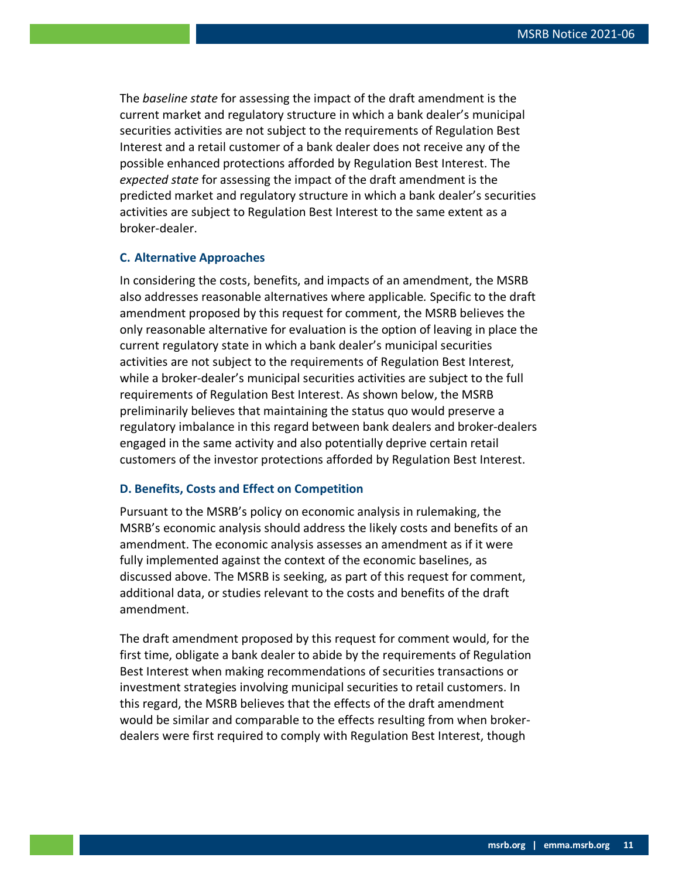The *baseline state* for assessing the impact of the draft amendment is the current market and regulatory structure in which a bank dealer's municipal securities activities are not subject to the requirements of Regulation Best Interest and a retail customer of a bank dealer does not receive any of the possible enhanced protections afforded by Regulation Best Interest. The *expected state* for assessing the impact of the draft amendment is the predicted market and regulatory structure in which a bank dealer's securities activities are subject to Regulation Best Interest to the same extent as a broker-dealer.

### C. Alternative Approaches

In considering the costs, benefits, and impacts of an amendment, the MSRB also addresses reasonable alternatives where applicable. Specific to the draft amendment proposed by this request for comment, the MSRB believes the only reasonable alternative for evaluation is the option of leaving in place the current regulatory state in which a bank dealer's municipal securities activities are not subject to the requirements of Regulation Best Interest, while a broker-dealer's municipal securities activities are subject to the full requirements of Regulation Best Interest. As shown below, the MSRB preliminarily believes that maintaining the status quo would preserve a regulatory imbalance in this regard between bank dealers and broker-dealers engaged in the same activity and also potentially deprive certain retail customers of the investor protections afforded by Regulation Best Interest.

### D. Benefits, Costs and Effect on Competition

Pursuant to the MSRB's policy on economic analysis in rulemaking, the MSRB's economic analysis should address the likely costs and benefits of an amendment. The economic analysis assesses an amendment as if it were fully implemented against the context of the economic baselines, as discussed above. The MSRB is seeking, as part of this request for comment, additional data, or studies relevant to the costs and benefits of the draft amendment.

The draft amendment proposed by this request for comment would, for the first time, obligate a bank dealer to abide by the requirements of Regulation Best Interest when making recommendations of securities transactions or investment strategies involving municipal securities to retail customers. In this regard, the MSRB believes that the effects of the draft amendment would be similar and comparable to the effects resulting from when broker-dealers were first required to comply with Regulation Best Interest, though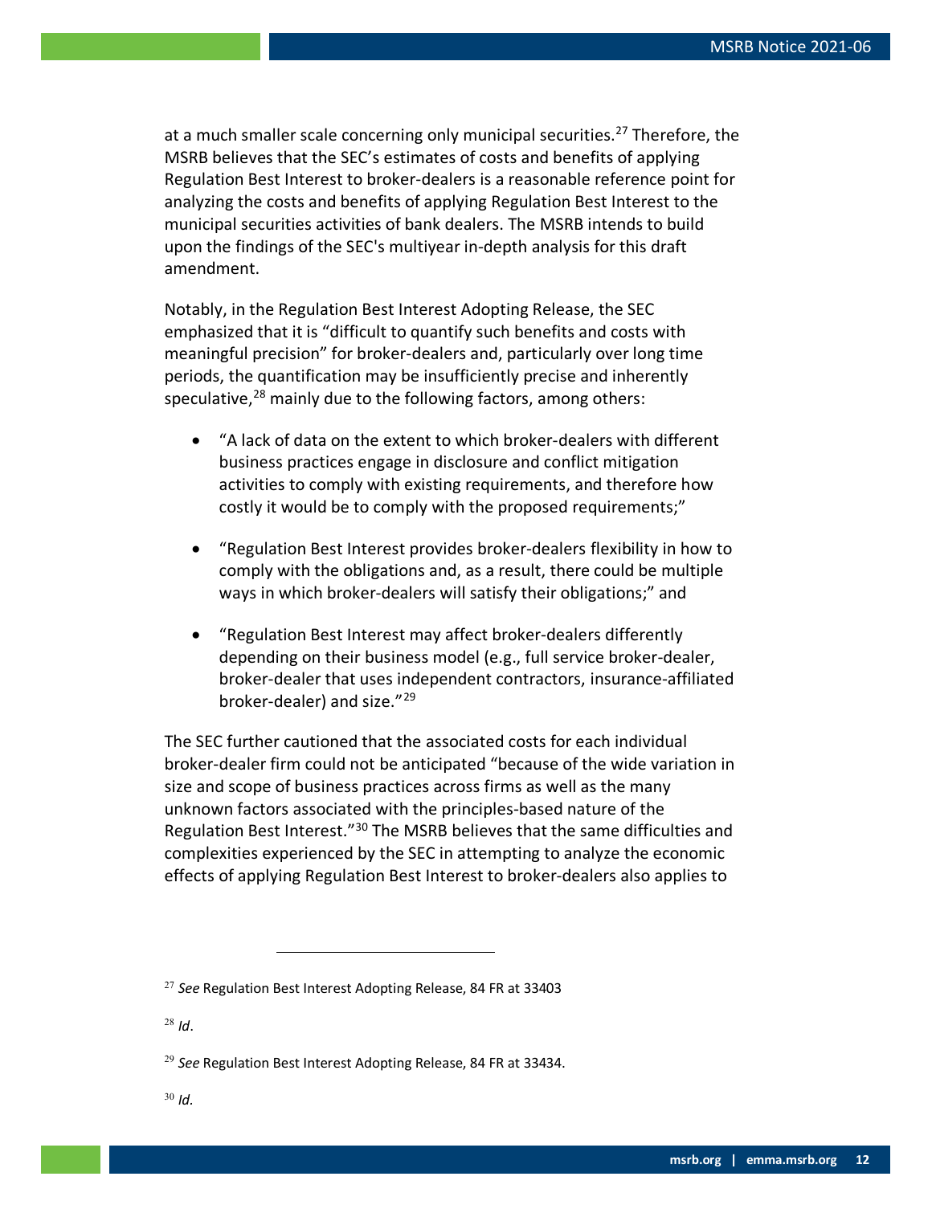at a much smaller scale concerning only municipal securities.[27] Therefore, the MSRB believes that the SEC's estimates of costs and benefits of applying Regulation Best Interest to broker-dealers is a reasonable reference point for analyzing the costs and benefits of applying Regulation Best Interest to the municipal securities activities of bank dealers. The MSRB intends to build upon the findings of the SEC's multiyear in-depth analysis for this draft amendment.

Notably, in the Regulation Best Interest Adopting Release, the SEC emphasized that it is "difficult to quantify such benefits and costs with meaningful precision" for broker-dealers and, particularly over long time periods, the quantification may be insufficiently precise and inherently speculative,[28] mainly due to the following factors, among others:

- "A lack of data on the extent to which broker-dealers with different business practices engage in disclosure and conflict mitigation activities to comply with existing requirements, and therefore how costly it would be to comply with the proposed requirements;"
- "Regulation Best Interest provides broker-dealers flexibility in how to comply with the obligations and, as a result, there could be multiple ways in which broker-dealers will satisfy their obligations;" and
- "Regulation Best Interest may affect broker-dealers differently depending on their business model (e.g., full service broker-dealer, broker-dealer that uses independent contractors, insurance-affiliated broker-dealer) and size."[29]

The SEC further cautioned that the associated costs for each individual broker-dealer firm could not be anticipated "because of the wide variation in size and scope of business practices across firms as well as the many unknown factors associated with the principles-based nature of the Regulation Best Interest."[30] The MSRB believes that the same difficulties and complexities experienced by the SEC in attempting to analyze the economic effects of applying Regulation Best Interest to broker-dealers also applies to

---

[27] *See* Regulation Best Interest Adopting Release, 84 FR at 33403

[28] *Id*.

[29] *See* Regulation Best Interest Adopting Release, 84 FR at 33434.

[30] *Id.*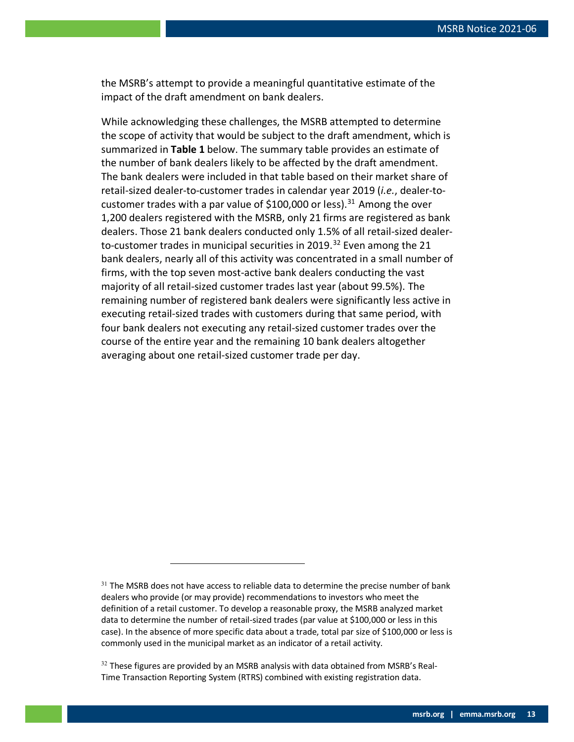the MSRB's attempt to provide a meaningful quantitative estimate of the impact of the draft amendment on bank dealers.

While acknowledging these challenges, the MSRB attempted to determine the scope of activity that would be subject to the draft amendment, which is summarized in **Table 1** below. The summary table provides an estimate of the number of bank dealers likely to be affected by the draft amendment. The bank dealers were included in that table based on their market share of retail-sized dealer-to-customer trades in calendar year 2019 (*i.e.*, dealer-to-customer trades with a par value of $100,000 or less).[31] Among the over 1,200 dealers registered with the MSRB, only 21 firms are registered as bank dealers. Those 21 bank dealers conducted only 1.5% of all retail-sized dealer-to-customer trades in municipal securities in 2019.[32] Even among the 21 bank dealers, nearly all of this activity was concentrated in a small number of firms, with the top seven most-active bank dealers conducting the vast majority of all retail-sized customer trades last year (about 99.5%). The remaining number of registered bank dealers were significantly less active in executing retail-sized trades with customers during that same period, with four bank dealers not executing any retail-sized customer trades over the course of the entire year and the remaining 10 bank dealers altogether averaging about one retail-sized customer trade per day.

---

[31] The MSRB does not have access to reliable data to determine the precise number of bank dealers who provide (or may provide) recommendations to investors who meet the definition of a retail customer. To develop a reasonable proxy, the MSRB analyzed market data to determine the number of retail-sized trades (par value at $100,000 or less in this case). In the absence of more specific data about a trade, total par size of $100,000 or less is commonly used in the municipal market as an indicator of a retail activity.

[32] These figures are provided by an MSRB analysis with data obtained from MSRB's Real-Time Transaction Reporting System (RTRS) combined with existing registration data.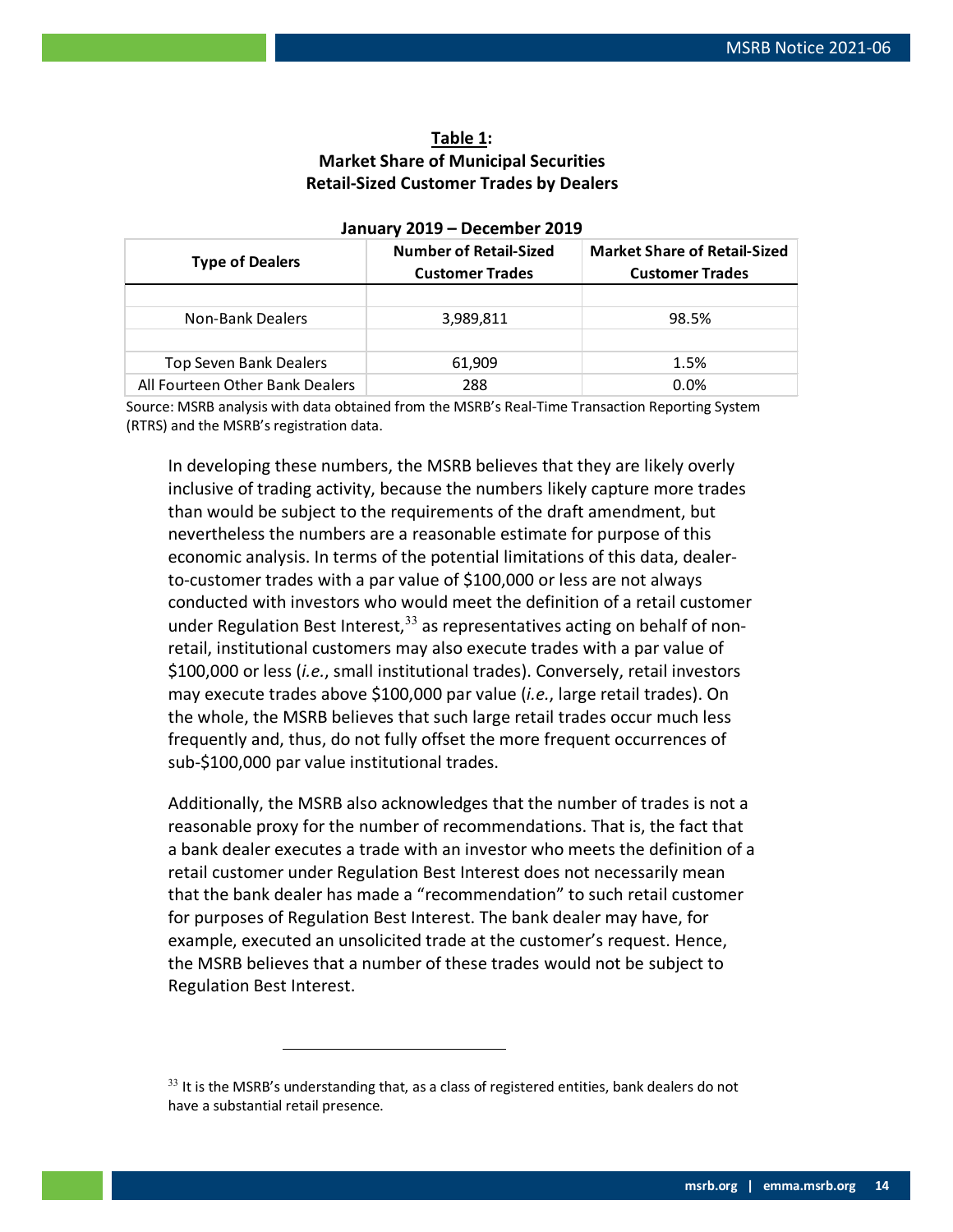**Table 1:**
**Market Share of Municipal Securities Retail-Sized Customer Trades by Dealers**

**January 2019 – December 2019**

| Type of Dealers | Number of Retail-Sized Customer Trades | Market Share of Retail-Sized Customer Trades |
|---|---|---|
| | | |
| Non-Bank Dealers | 3,989,811 | 98.5% |
| | | |
| Top Seven Bank Dealers | 61,909 | 1.5% |
| All Fourteen Other Bank Dealers | 288 | 0.0% |

Source: MSRB analysis with data obtained from the MSRB's Real-Time Transaction Reporting System (RTRS) and the MSRB's registration data.

In developing these numbers, the MSRB believes that they are likely overly inclusive of trading activity, because the numbers likely capture more trades than would be subject to the requirements of the draft amendment, but nevertheless the numbers are a reasonable estimate for purpose of this economic analysis. In terms of the potential limitations of this data, dealer-to-customer trades with a par value of $100,000 or less are not always conducted with investors who would meet the definition of a retail customer under Regulation Best Interest,[33] as representatives acting on behalf of non-retail, institutional customers may also execute trades with a par value of $100,000 or less (*i.e.*, small institutional trades). Conversely, retail investors may execute trades above $100,000 par value (*i.e.*, large retail trades). On the whole, the MSRB believes that such large retail trades occur much less frequently and, thus, do not fully offset the more frequent occurrences of sub-$100,000 par value institutional trades.

Additionally, the MSRB also acknowledges that the number of trades is not a reasonable proxy for the number of recommendations. That is, the fact that a bank dealer executes a trade with an investor who meets the definition of a retail customer under Regulation Best Interest does not necessarily mean that the bank dealer has made a "recommendation" to such retail customer for purposes of Regulation Best Interest. The bank dealer may have, for example, executed an unsolicited trade at the customer's request. Hence, the MSRB believes that a number of these trades would not be subject to Regulation Best Interest.

---

[33] It is the MSRB's understanding that, as a class of registered entities, bank dealers do not have a substantial retail presence.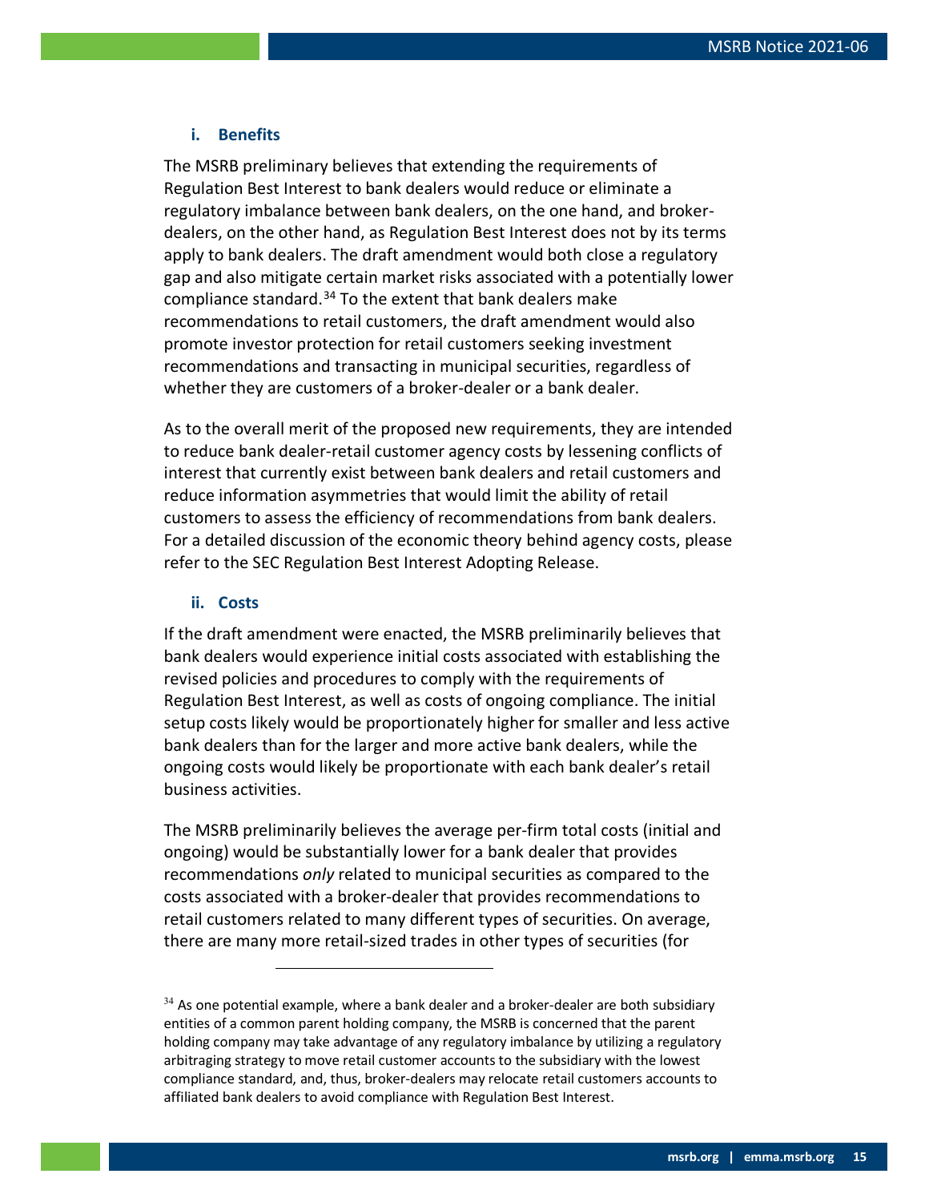### i. Benefits

The MSRB preliminary believes that extending the requirements of Regulation Best Interest to bank dealers would reduce or eliminate a regulatory imbalance between bank dealers, on the one hand, and broker-dealers, on the other hand, as Regulation Best Interest does not by its terms apply to bank dealers. The draft amendment would both close a regulatory gap and also mitigate certain market risks associated with a potentially lower compliance standard.[34] To the extent that bank dealers make recommendations to retail customers, the draft amendment would also promote investor protection for retail customers seeking investment recommendations and transacting in municipal securities, regardless of whether they are customers of a broker-dealer or a bank dealer.

As to the overall merit of the proposed new requirements, they are intended to reduce bank dealer-retail customer agency costs by lessening conflicts of interest that currently exist between bank dealers and retail customers and reduce information asymmetries that would limit the ability of retail customers to assess the efficiency of recommendations from bank dealers. For a detailed discussion of the economic theory behind agency costs, please refer to the SEC Regulation Best Interest Adopting Release.

### ii. Costs

If the draft amendment were enacted, the MSRB preliminarily believes that bank dealers would experience initial costs associated with establishing the revised policies and procedures to comply with the requirements of Regulation Best Interest, as well as costs of ongoing compliance. The initial setup costs likely would be proportionately higher for smaller and less active bank dealers than for the larger and more active bank dealers, while the ongoing costs would likely be proportionate with each bank dealer's retail business activities.

The MSRB preliminarily believes the average per-firm total costs (initial and ongoing) would be substantially lower for a bank dealer that provides recommendations *only* related to municipal securities as compared to the costs associated with a broker-dealer that provides recommendations to retail customers related to many different types of securities. On average, there are many more retail-sized trades in other types of securities (for

---

[34] As one potential example, where a bank dealer and a broker-dealer are both subsidiary entities of a common parent holding company, the MSRB is concerned that the parent holding company may take advantage of any regulatory imbalance by utilizing a regulatory arbitraging strategy to move retail customer accounts to the subsidiary with the lowest compliance standard, and, thus, broker-dealers may relocate retail customers accounts to affiliated bank dealers to avoid compliance with Regulation Best Interest.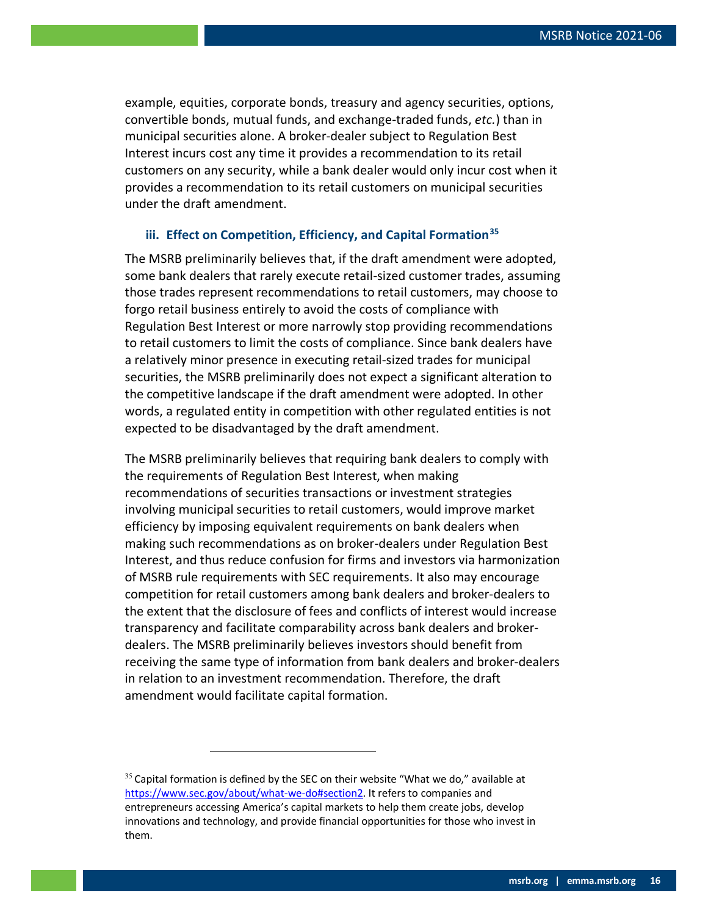example, equities, corporate bonds, treasury and agency securities, options, convertible bonds, mutual funds, and exchange-traded funds, *etc.*) than in municipal securities alone. A broker-dealer subject to Regulation Best Interest incurs cost any time it provides a recommendation to its retail customers on any security, while a bank dealer would only incur cost when it provides a recommendation to its retail customers on municipal securities under the draft amendment.

### iii. Effect on Competition, Efficiency, and Capital Formation[35]

The MSRB preliminarily believes that, if the draft amendment were adopted, some bank dealers that rarely execute retail-sized customer trades, assuming those trades represent recommendations to retail customers, may choose to forgo retail business entirely to avoid the costs of compliance with Regulation Best Interest or more narrowly stop providing recommendations to retail customers to limit the costs of compliance. Since bank dealers have a relatively minor presence in executing retail-sized trades for municipal securities, the MSRB preliminarily does not expect a significant alteration to the competitive landscape if the draft amendment were adopted. In other words, a regulated entity in competition with other regulated entities is not expected to be disadvantaged by the draft amendment.

The MSRB preliminarily believes that requiring bank dealers to comply with the requirements of Regulation Best Interest, when making recommendations of securities transactions or investment strategies involving municipal securities to retail customers, would improve market efficiency by imposing equivalent requirements on bank dealers when making such recommendations as on broker-dealers under Regulation Best Interest, and thus reduce confusion for firms and investors via harmonization of MSRB rule requirements with SEC requirements. It also may encourage competition for retail customers among bank dealers and broker-dealers to the extent that the disclosure of fees and conflicts of interest would increase transparency and facilitate comparability across bank dealers and broker-dealers. The MSRB preliminarily believes investors should benefit from receiving the same type of information from bank dealers and broker-dealers in relation to an investment recommendation. Therefore, the draft amendment would facilitate capital formation.

---

[35] Capital formation is defined by the SEC on their website "What we do," available at https://www.sec.gov/about/what-we-do#section2. It refers to companies and entrepreneurs accessing America's capital markets to help them create jobs, develop innovations and technology, and provide financial opportunities for those who invest in them.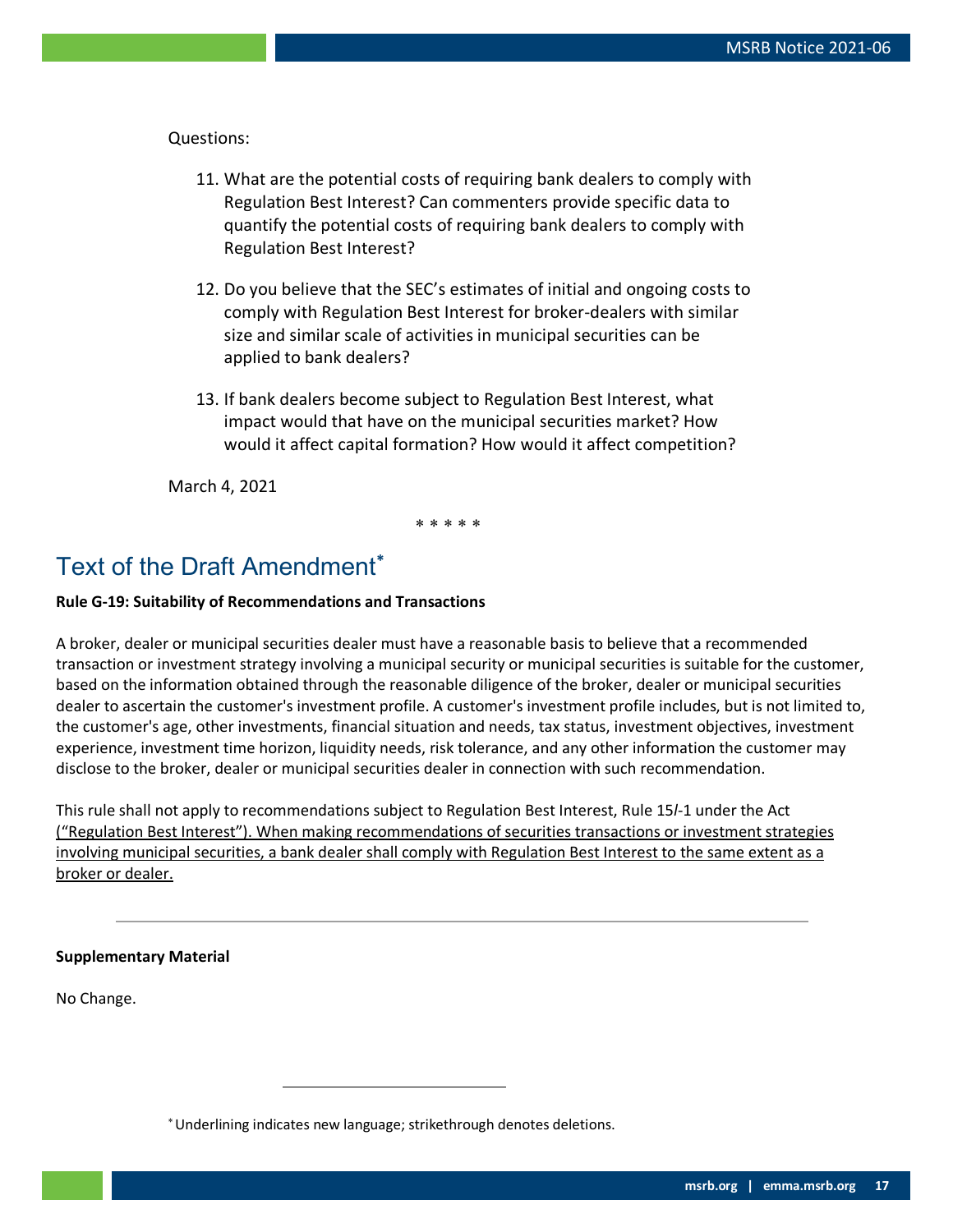Questions:

11. What are the potential costs of requiring bank dealers to comply with Regulation Best Interest? Can commenters provide specific data to quantify the potential costs of requiring bank dealers to comply with Regulation Best Interest?

12. Do you believe that the SEC's estimates of initial and ongoing costs to comply with Regulation Best Interest for broker-dealers with similar size and similar scale of activities in municipal securities can be applied to bank dealers?

13. If bank dealers become subject to Regulation Best Interest, what impact would that have on the municipal securities market? How would it affect capital formation? How would it affect competition?

March 4, 2021

\* \* \* \* \*

## Text of the Draft Amendment*

**Rule G-19: Suitability of Recommendations and Transactions**

A broker, dealer or municipal securities dealer must have a reasonable basis to believe that a recommended transaction or investment strategy involving a municipal security or municipal securities is suitable for the customer, based on the information obtained through the reasonable diligence of the broker, dealer or municipal securities dealer to ascertain the customer's investment profile. A customer's investment profile includes, but is not limited to, the customer's age, other investments, financial situation and needs, tax status, investment objectives, investment experience, investment time horizon, liquidity needs, risk tolerance, and any other information the customer may disclose to the broker, dealer or municipal securities dealer in connection with such recommendation.

This rule shall not apply to recommendations subject to Regulation Best Interest, Rule 15*l*-1 under the Act <u>("Regulation Best Interest"). When making recommendations of securities transactions or investment strategies involving municipal securities, a bank dealer shall comply with Regulation Best Interest to the same extent as a broker or dealer.</u>

---

**Supplementary Material**

No Change.

---

\* Underlining indicates new language; strikethrough denotes deletions.